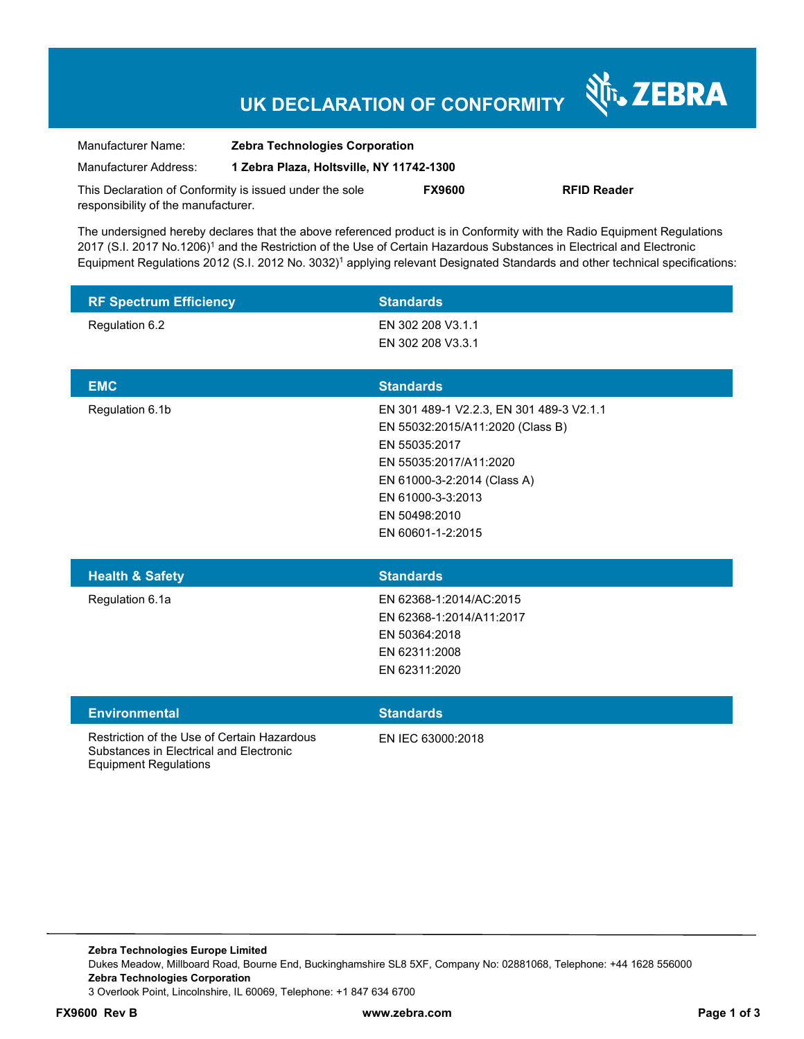# UK DECLARATION OF CONFORMITY

ZEBRA

| | |
|---|---|
| Manufacturer Name: | **Zebra Technologies Corporation** |
| Manufacturer Address: | **1 Zebra Plaza, Holtsville, NY 11742-1300** |

This Declaration of Conformity is issued under the sole responsibility of the manufacturer. **FX9600** **RFID Reader**

The undersigned hereby declares that the above referenced product is in Conformity with the Radio Equipment Regulations 2017 (S.I. 2017 No.1206)[1] and the Restriction of the Use of Certain Hazardous Substances in Electrical and Electronic Equipment Regulations 2012 (S.I. 2012 No. 3032)[1] applying relevant Designated Standards and other technical specifications:

| RF Spectrum Efficiency | Standards |
|---|---|
| Regulation 6.2 | EN 302 208 V3.1.1<br>EN 302 208 V3.3.1 |

| EMC | Standards |
|---|---|
| Regulation 6.1b | EN 301 489-1 V2.2.3, EN 301 489-3 V2.1.1<br>EN 55032:2015/A11:2020 (Class B)<br>EN 55035:2017<br>EN 55035:2017/A11:2020<br>EN 61000-3-2:2014 (Class A)<br>EN 61000-3-3:2013<br>EN 50498:2010<br>EN 60601-1-2:2015 |

| Health & Safety | Standards |
|---|---|
| Regulation 6.1a | EN 62368-1:2014/AC:2015<br>EN 62368-1:2014/A11:2017<br>EN 50364:2018<br>EN 62311:2008<br>EN 62311:2020 |

| Environmental | Standards |
|---|---|
| Restriction of the Use of Certain Hazardous Substances in Electrical and Electronic Equipment Regulations | EN IEC 63000:2018 |

**Zebra Technologies Europe Limited**
Dukes Meadow, Millboard Road, Bourne End, Buckinghamshire SL8 5XF, Company No: 02881068, Telephone: +44 1628 556000
**Zebra Technologies Corporation**
3 Overlook Point, Lincolnshire, IL 60069, Telephone: +1 847 634 6700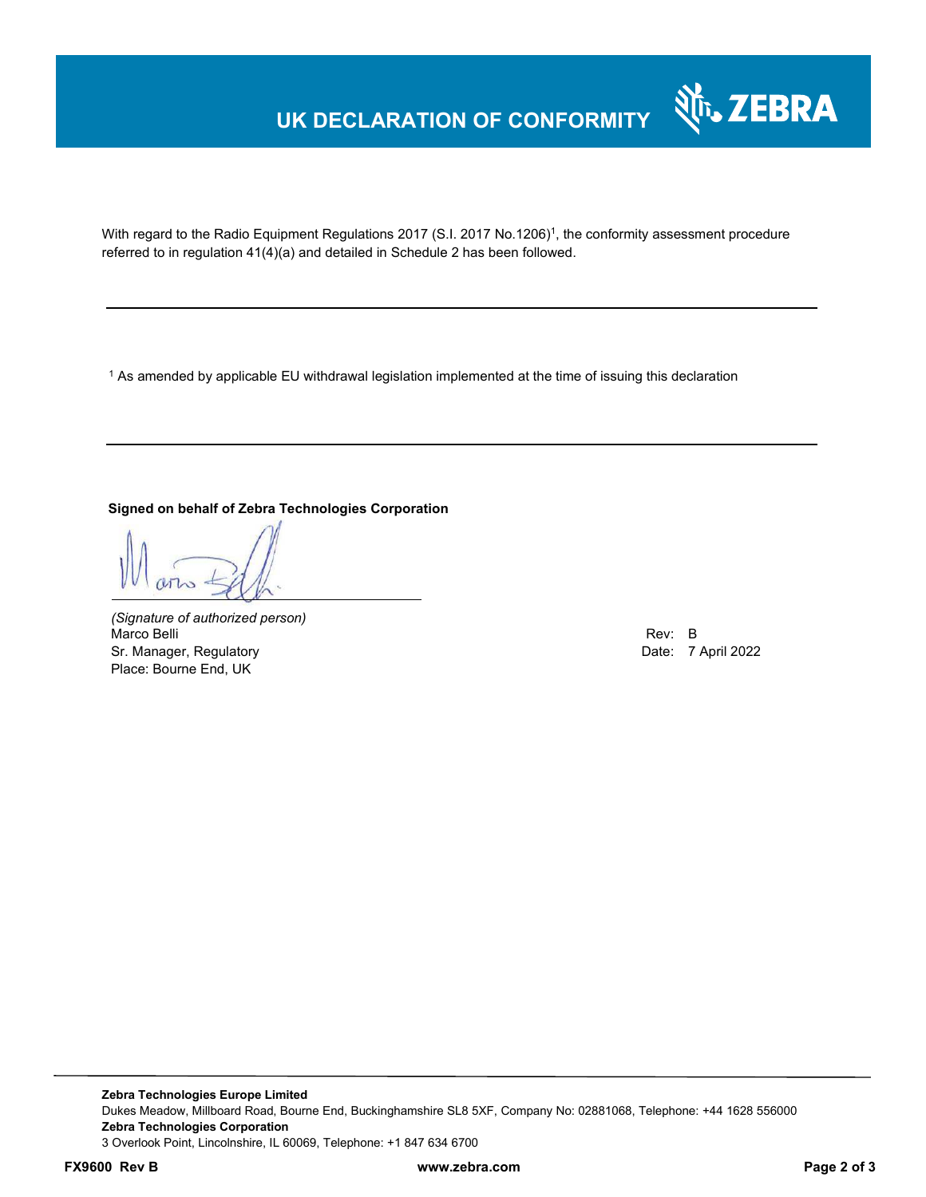# UK DECLARATION OF CONFORMITY

With regard to the Radio Equipment Regulations 2017 (S.I. 2017 No.1206)[1], the conformity assessment procedure referred to in regulation 41(4)(a) and detailed in Schedule 2 has been followed.

---

[1] As amended by applicable EU withdrawal legislation implemented at the time of issuing this declaration

---

**Signed on behalf of Zebra Technologies Corporation**

*(Signature of authorized person)*
Marco Belli
Sr. Manager, Regulatory
Place: Bourne End, UK

Rev: B
Date: 7 April 2022

**Zebra Technologies Europe Limited**
Dukes Meadow, Millboard Road, Bourne End, Buckinghamshire SL8 5XF, Company No: 02881068, Telephone: +44 1628 556000
**Zebra Technologies Corporation**
3 Overlook Point, Lincolnshire, IL 60069, Telephone: +1 847 634 6700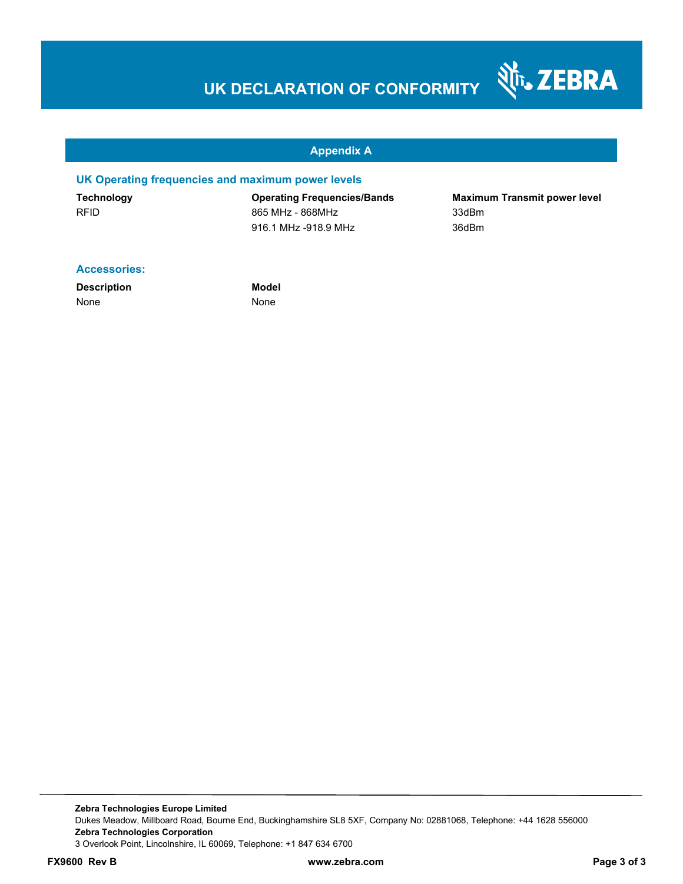# UK DECLARATION OF CONFORMITY

## Appendix A

### UK Operating frequencies and maximum power levels

| Technology | Operating Frequencies/Bands | Maximum Transmit power level |
|---|---|---|
| RFID | 865 MHz - 868MHz | 33dBm |
| | 916.1 MHz -918.9 MHz | 36dBm |

### Accessories:

| Description | Model |
|---|---|
| None | None |

**Zebra Technologies Europe Limited**
Dukes Meadow, Millboard Road, Bourne End, Buckinghamshire SL8 5XF, Company No: 02881068, Telephone: +44 1628 556000
**Zebra Technologies Corporation**
3 Overlook Point, Lincolnshire, IL 60069, Telephone: +1 847 634 6700

**FX9600 Rev B** **www.zebra.com**